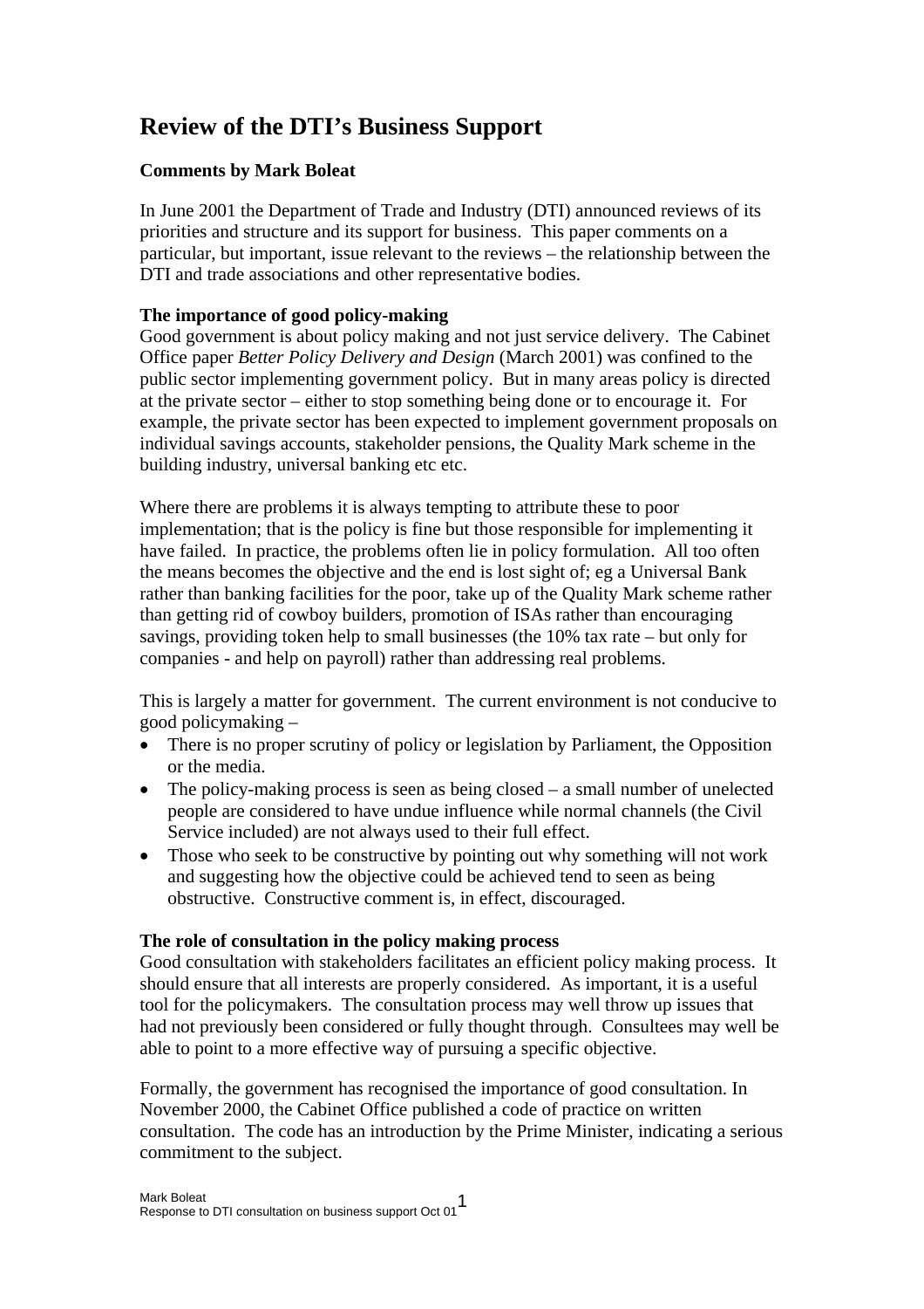# Review of the DTI's Business Support

**Comments by Mark Boleat**

In June 2001 the Department of Trade and Industry (DTI) announced reviews of its priorities and structure and its support for business. This paper comments on a particular, but important, issue relevant to the reviews – the relationship between the DTI and trade associations and other representative bodies.

**The importance of good policy-making**

Good government is about policy making and not just service delivery. The Cabinet Office paper *Better Policy Delivery and Design* (March 2001) was confined to the public sector implementing government policy. But in many areas policy is directed at the private sector – either to stop something being done or to encourage it. For example, the private sector has been expected to implement government proposals on individual savings accounts, stakeholder pensions, the Quality Mark scheme in the building industry, universal banking etc etc.

Where there are problems it is always tempting to attribute these to poor implementation; that is the policy is fine but those responsible for implementing it have failed. In practice, the problems often lie in policy formulation. All too often the means becomes the objective and the end is lost sight of; eg a Universal Bank rather than banking facilities for the poor, take up of the Quality Mark scheme rather than getting rid of cowboy builders, promotion of ISAs rather than encouraging savings, providing token help to small businesses (the 10% tax rate – but only for companies - and help on payroll) rather than addressing real problems.

This is largely a matter for government. The current environment is not conducive to good policymaking –

- There is no proper scrutiny of policy or legislation by Parliament, the Opposition or the media.
- The policy-making process is seen as being closed – a small number of unelected people are considered to have undue influence while normal channels (the Civil Service included) are not always used to their full effect.
- Those who seek to be constructive by pointing out why something will not work and suggesting how the objective could be achieved tend to seen as being obstructive. Constructive comment is, in effect, discouraged.

**The role of consultation in the policy making process**

Good consultation with stakeholders facilitates an efficient policy making process. It should ensure that all interests are properly considered. As important, it is a useful tool for the policymakers. The consultation process may well throw up issues that had not previously been considered or fully thought through. Consultees may well be able to point to a more effective way of pursuing a specific objective.

Formally, the government has recognised the importance of good consultation. In November 2000, the Cabinet Office published a code of practice on written consultation. The code has an introduction by the Prime Minister, indicating a serious commitment to the subject.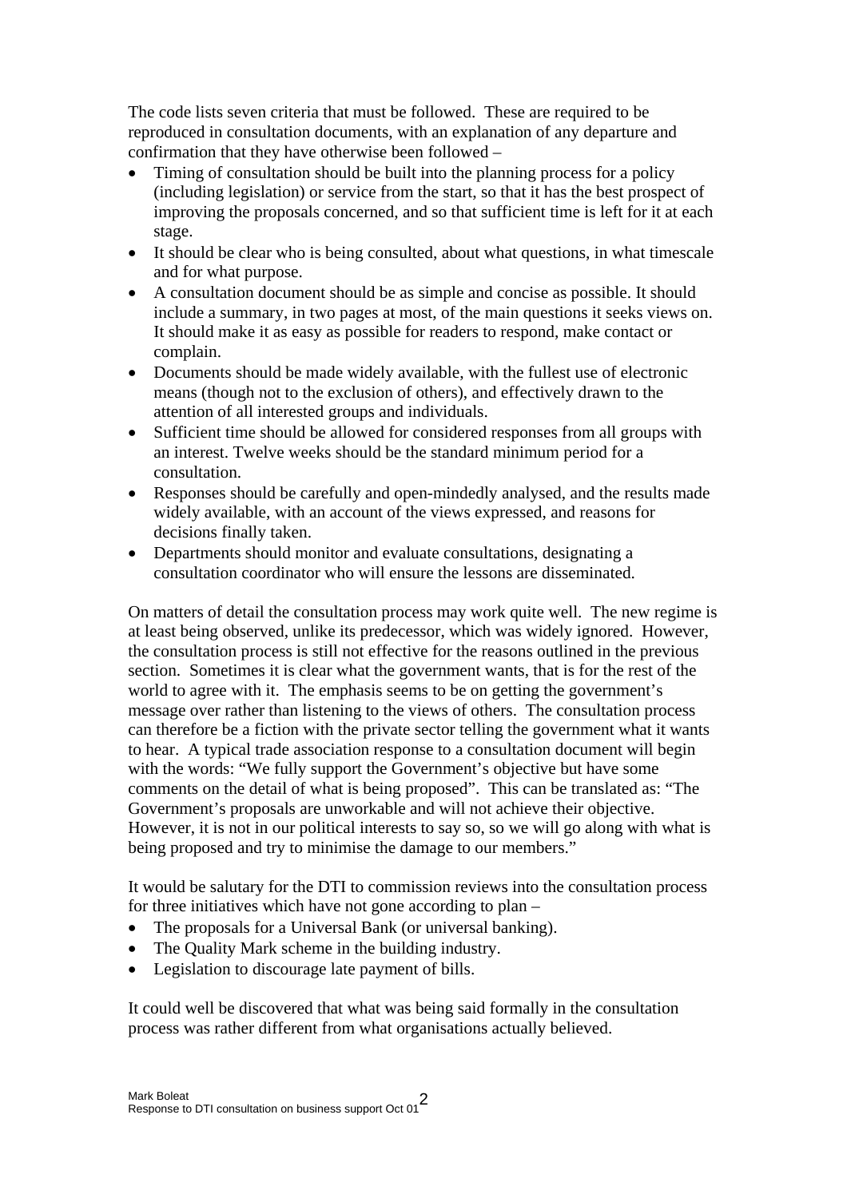The code lists seven criteria that must be followed. These are required to be reproduced in consultation documents, with an explanation of any departure and confirmation that they have otherwise been followed –

- Timing of consultation should be built into the planning process for a policy (including legislation) or service from the start, so that it has the best prospect of improving the proposals concerned, and so that sufficient time is left for it at each stage.
- It should be clear who is being consulted, about what questions, in what timescale and for what purpose.
- A consultation document should be as simple and concise as possible. It should include a summary, in two pages at most, of the main questions it seeks views on. It should make it as easy as possible for readers to respond, make contact or complain.
- Documents should be made widely available, with the fullest use of electronic means (though not to the exclusion of others), and effectively drawn to the attention of all interested groups and individuals.
- Sufficient time should be allowed for considered responses from all groups with an interest. Twelve weeks should be the standard minimum period for a consultation.
- Responses should be carefully and open-mindedly analysed, and the results made widely available, with an account of the views expressed, and reasons for decisions finally taken.
- Departments should monitor and evaluate consultations, designating a consultation coordinator who will ensure the lessons are disseminated.

On matters of detail the consultation process may work quite well. The new regime is at least being observed, unlike its predecessor, which was widely ignored. However, the consultation process is still not effective for the reasons outlined in the previous section. Sometimes it is clear what the government wants, that is for the rest of the world to agree with it. The emphasis seems to be on getting the government's message over rather than listening to the views of others. The consultation process can therefore be a fiction with the private sector telling the government what it wants to hear. A typical trade association response to a consultation document will begin with the words: "We fully support the Government's objective but have some comments on the detail of what is being proposed". This can be translated as: "The Government's proposals are unworkable and will not achieve their objective. However, it is not in our political interests to say so, so we will go along with what is being proposed and try to minimise the damage to our members."

It would be salutary for the DTI to commission reviews into the consultation process for three initiatives which have not gone according to plan –

- The proposals for a Universal Bank (or universal banking).
- The Quality Mark scheme in the building industry.
- Legislation to discourage late payment of bills.

It could well be discovered that what was being said formally in the consultation process was rather different from what organisations actually believed.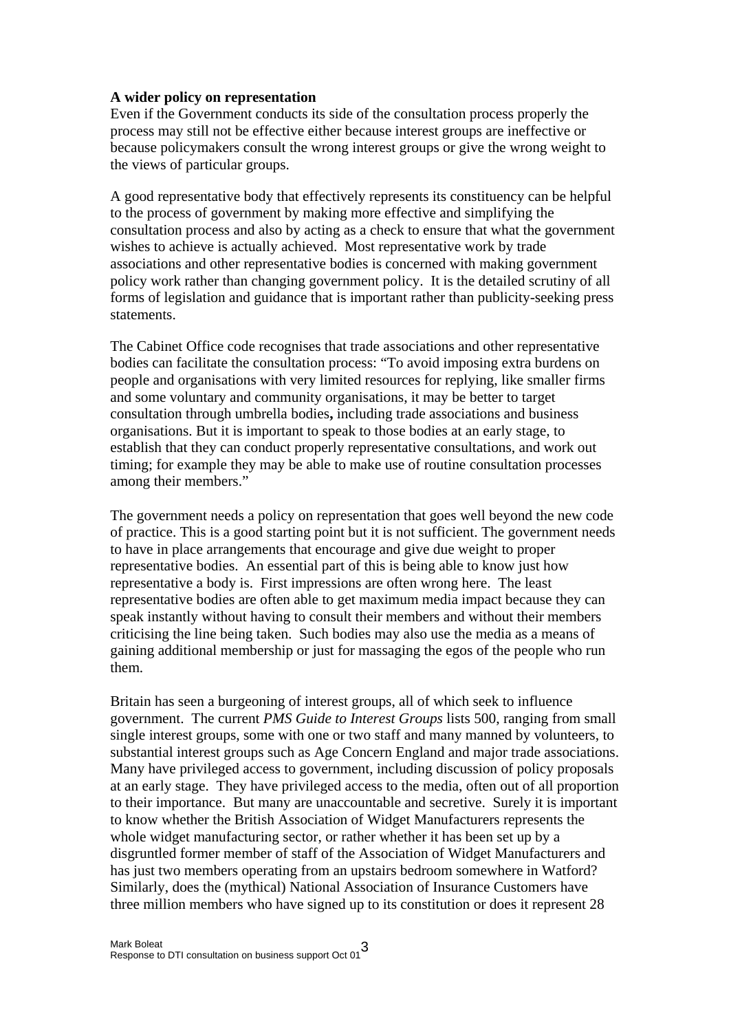**A wider policy on representation**

Even if the Government conducts its side of the consultation process properly the process may still not be effective either because interest groups are ineffective or because policymakers consult the wrong interest groups or give the wrong weight to the views of particular groups.

A good representative body that effectively represents its constituency can be helpful to the process of government by making more effective and simplifying the consultation process and also by acting as a check to ensure that what the government wishes to achieve is actually achieved. Most representative work by trade associations and other representative bodies is concerned with making government policy work rather than changing government policy. It is the detailed scrutiny of all forms of legislation and guidance that is important rather than publicity-seeking press statements.

The Cabinet Office code recognises that trade associations and other representative bodies can facilitate the consultation process: "To avoid imposing extra burdens on people and organisations with very limited resources for replying, like smaller firms and some voluntary and community organisations, it may be better to target consultation through umbrella bodies**,** including trade associations and business organisations. But it is important to speak to those bodies at an early stage, to establish that they can conduct properly representative consultations, and work out timing; for example they may be able to make use of routine consultation processes among their members."

The government needs a policy on representation that goes well beyond the new code of practice. This is a good starting point but it is not sufficient. The government needs to have in place arrangements that encourage and give due weight to proper representative bodies. An essential part of this is being able to know just how representative a body is. First impressions are often wrong here. The least representative bodies are often able to get maximum media impact because they can speak instantly without having to consult their members and without their members criticising the line being taken. Such bodies may also use the media as a means of gaining additional membership or just for massaging the egos of the people who run them.

Britain has seen a burgeoning of interest groups, all of which seek to influence government. The current *PMS Guide to Interest Groups* lists 500, ranging from small single interest groups, some with one or two staff and many manned by volunteers, to substantial interest groups such as Age Concern England and major trade associations. Many have privileged access to government, including discussion of policy proposals at an early stage. They have privileged access to the media, often out of all proportion to their importance. But many are unaccountable and secretive. Surely it is important to know whether the British Association of Widget Manufacturers represents the whole widget manufacturing sector, or rather whether it has been set up by a disgruntled former member of staff of the Association of Widget Manufacturers and has just two members operating from an upstairs bedroom somewhere in Watford? Similarly, does the (mythical) National Association of Insurance Customers have three million members who have signed up to its constitution or does it represent 28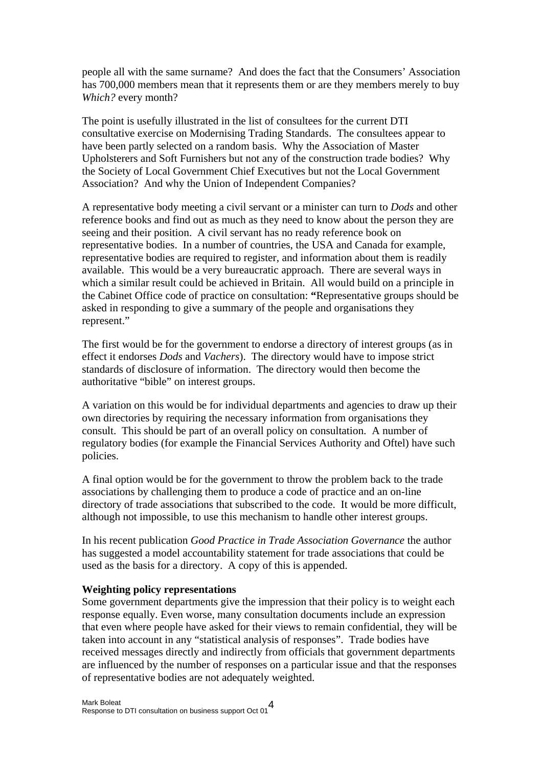people all with the same surname? And does the fact that the Consumers' Association has 700,000 members mean that it represents them or are they members merely to buy *Which?* every month?

The point is usefully illustrated in the list of consultees for the current DTI consultative exercise on Modernising Trading Standards. The consultees appear to have been partly selected on a random basis. Why the Association of Master Upholsterers and Soft Furnishers but not any of the construction trade bodies? Why the Society of Local Government Chief Executives but not the Local Government Association? And why the Union of Independent Companies?

A representative body meeting a civil servant or a minister can turn to *Dods* and other reference books and find out as much as they need to know about the person they are seeing and their position. A civil servant has no ready reference book on representative bodies. In a number of countries, the USA and Canada for example, representative bodies are required to register, and information about them is readily available. This would be a very bureaucratic approach. There are several ways in which a similar result could be achieved in Britain. All would build on a principle in the Cabinet Office code of practice on consultation: **"**Representative groups should be asked in responding to give a summary of the people and organisations they represent."

The first would be for the government to endorse a directory of interest groups (as in effect it endorses *Dods* and *Vachers*). The directory would have to impose strict standards of disclosure of information. The directory would then become the authoritative "bible" on interest groups.

A variation on this would be for individual departments and agencies to draw up their own directories by requiring the necessary information from organisations they consult. This should be part of an overall policy on consultation. A number of regulatory bodies (for example the Financial Services Authority and Oftel) have such policies.

A final option would be for the government to throw the problem back to the trade associations by challenging them to produce a code of practice and an on-line directory of trade associations that subscribed to the code. It would be more difficult, although not impossible, to use this mechanism to handle other interest groups.

In his recent publication *Good Practice in Trade Association Governance* the author has suggested a model accountability statement for trade associations that could be used as the basis for a directory. A copy of this is appended.

**Weighting policy representations**

Some government departments give the impression that their policy is to weight each response equally. Even worse, many consultation documents include an expression that even where people have asked for their views to remain confidential, they will be taken into account in any "statistical analysis of responses". Trade bodies have received messages directly and indirectly from officials that government departments are influenced by the number of responses on a particular issue and that the responses of representative bodies are not adequately weighted.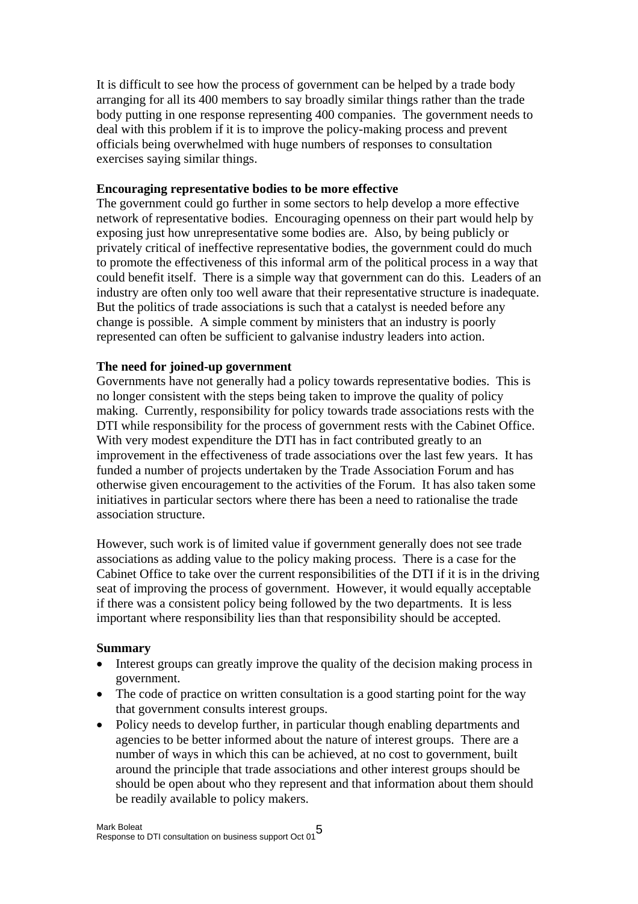It is difficult to see how the process of government can be helped by a trade body arranging for all its 400 members to say broadly similar things rather than the trade body putting in one response representing 400 companies. The government needs to deal with this problem if it is to improve the policy-making process and prevent officials being overwhelmed with huge numbers of responses to consultation exercises saying similar things.

**Encouraging representative bodies to be more effective**

The government could go further in some sectors to help develop a more effective network of representative bodies. Encouraging openness on their part would help by exposing just how unrepresentative some bodies are. Also, by being publicly or privately critical of ineffective representative bodies, the government could do much to promote the effectiveness of this informal arm of the political process in a way that could benefit itself. There is a simple way that government can do this. Leaders of an industry are often only too well aware that their representative structure is inadequate. But the politics of trade associations is such that a catalyst is needed before any change is possible. A simple comment by ministers that an industry is poorly represented can often be sufficient to galvanise industry leaders into action.

**The need for joined-up government**

Governments have not generally had a policy towards representative bodies. This is no longer consistent with the steps being taken to improve the quality of policy making. Currently, responsibility for policy towards trade associations rests with the DTI while responsibility for the process of government rests with the Cabinet Office. With very modest expenditure the DTI has in fact contributed greatly to an improvement in the effectiveness of trade associations over the last few years. It has funded a number of projects undertaken by the Trade Association Forum and has otherwise given encouragement to the activities of the Forum. It has also taken some initiatives in particular sectors where there has been a need to rationalise the trade association structure.

However, such work is of limited value if government generally does not see trade associations as adding value to the policy making process. There is a case for the Cabinet Office to take over the current responsibilities of the DTI if it is in the driving seat of improving the process of government. However, it would equally acceptable if there was a consistent policy being followed by the two departments. It is less important where responsibility lies than that responsibility should be accepted.

**Summary**

- Interest groups can greatly improve the quality of the decision making process in government.
- The code of practice on written consultation is a good starting point for the way that government consults interest groups.
- Policy needs to develop further, in particular though enabling departments and agencies to be better informed about the nature of interest groups. There are a number of ways in which this can be achieved, at no cost to government, built around the principle that trade associations and other interest groups should be should be open about who they represent and that information about them should be readily available to policy makers.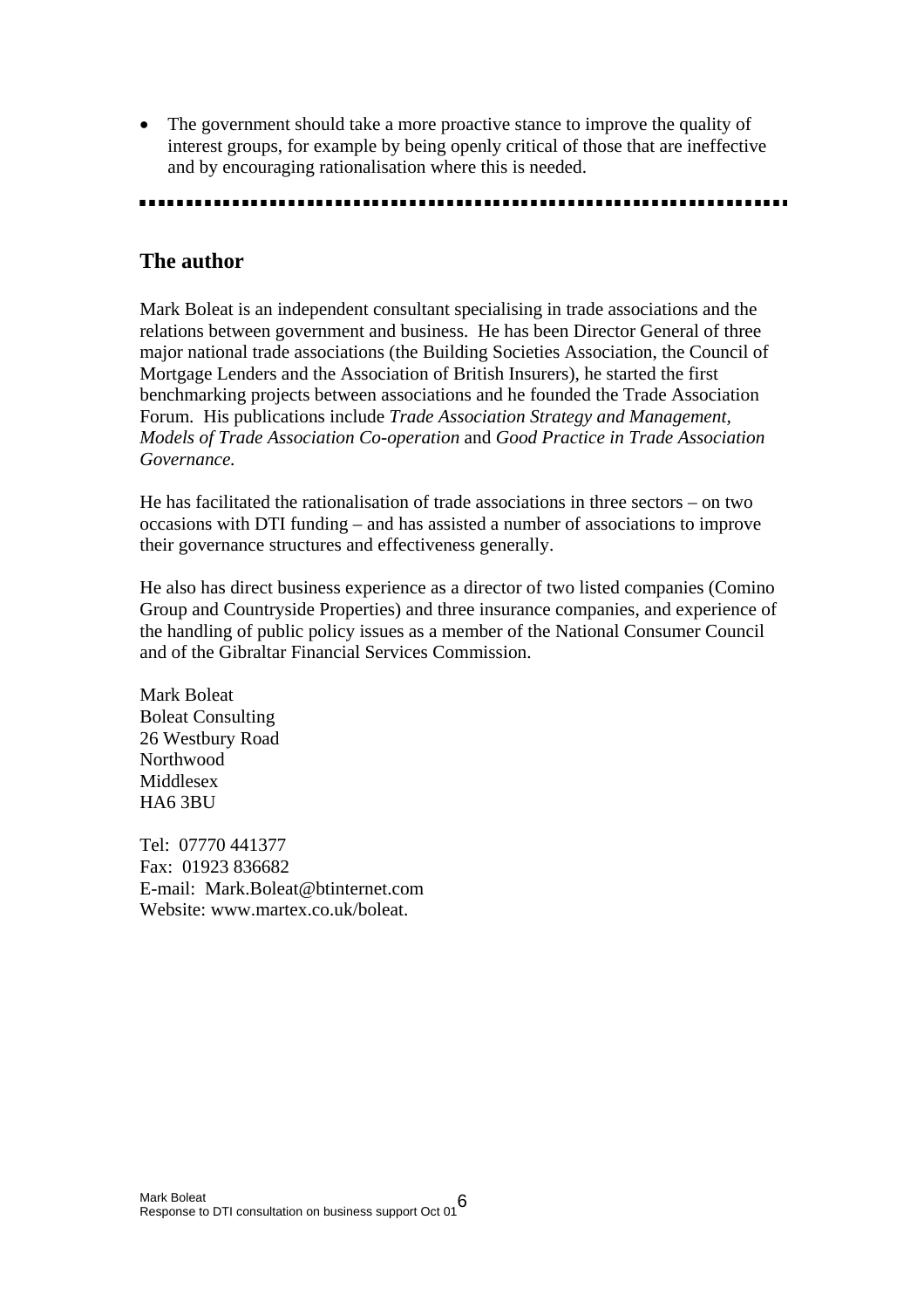- The government should take a more proactive stance to improve the quality of interest groups, for example by being openly critical of those that are ineffective and by encouraging rationalisation where this is needed.

---

## The author

Mark Boleat is an independent consultant specialising in trade associations and the relations between government and business. He has been Director General of three major national trade associations (the Building Societies Association, the Council of Mortgage Lenders and the Association of British Insurers), he started the first benchmarking projects between associations and he founded the Trade Association Forum. His publications include *Trade Association Strategy and Management*, *Models of Trade Association Co-operation* and *Good Practice in Trade Association Governance.*

He has facilitated the rationalisation of trade associations in three sectors – on two occasions with DTI funding – and has assisted a number of associations to improve their governance structures and effectiveness generally.

He also has direct business experience as a director of two listed companies (Comino Group and Countryside Properties) and three insurance companies, and experience of the handling of public policy issues as a member of the National Consumer Council and of the Gibraltar Financial Services Commission.

Mark Boleat  
Boleat Consulting  
26 Westbury Road  
Northwood  
Middlesex  
HA6 3BU

Tel: 07770 441377  
Fax: 01923 836682  
E-mail: Mark.Boleat@btinternet.com  
Website: www.martex.co.uk/boleat.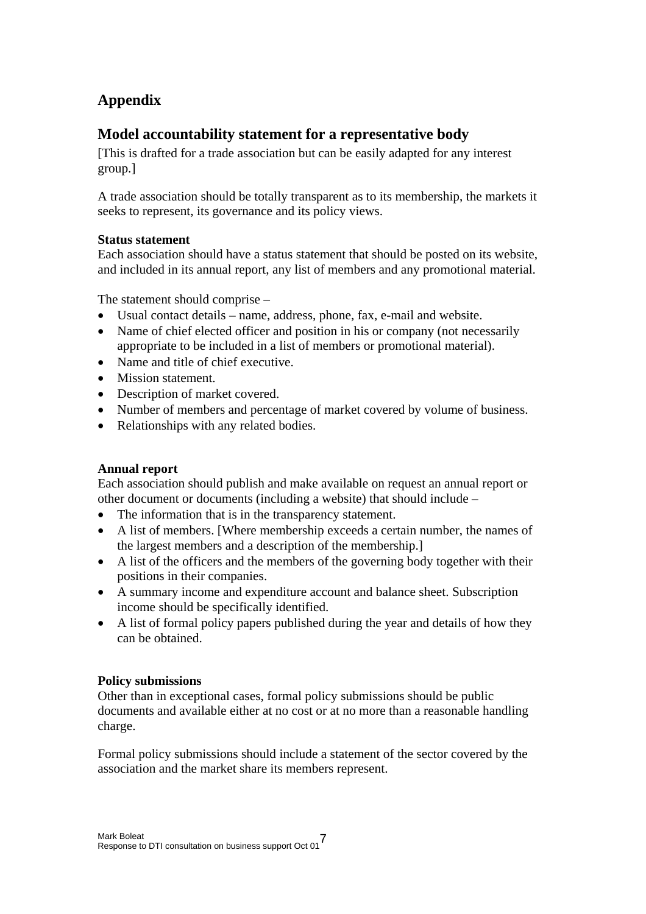## Appendix

## Model accountability statement for a representative body

[This is drafted for a trade association but can be easily adapted for any interest group.]

A trade association should be totally transparent as to its membership, the markets it seeks to represent, its governance and its policy views.

**Status statement**
Each association should have a status statement that should be posted on its website, and included in its annual report, any list of members and any promotional material.

The statement should comprise –

- Usual contact details – name, address, phone, fax, e-mail and website.
- Name of chief elected officer and position in his or company (not necessarily appropriate to be included in a list of members or promotional material).
- Name and title of chief executive.
- Mission statement.
- Description of market covered.
- Number of members and percentage of market covered by volume of business.
- Relationships with any related bodies.

**Annual report**
Each association should publish and make available on request an annual report or other document or documents (including a website) that should include –

- The information that is in the transparency statement.
- A list of members. [Where membership exceeds a certain number, the names of the largest members and a description of the membership.]
- A list of the officers and the members of the governing body together with their positions in their companies.
- A summary income and expenditure account and balance sheet. Subscription income should be specifically identified.
- A list of formal policy papers published during the year and details of how they can be obtained.

**Policy submissions**
Other than in exceptional cases, formal policy submissions should be public documents and available either at no cost or at no more than a reasonable handling charge.

Formal policy submissions should include a statement of the sector covered by the association and the market share its members represent.